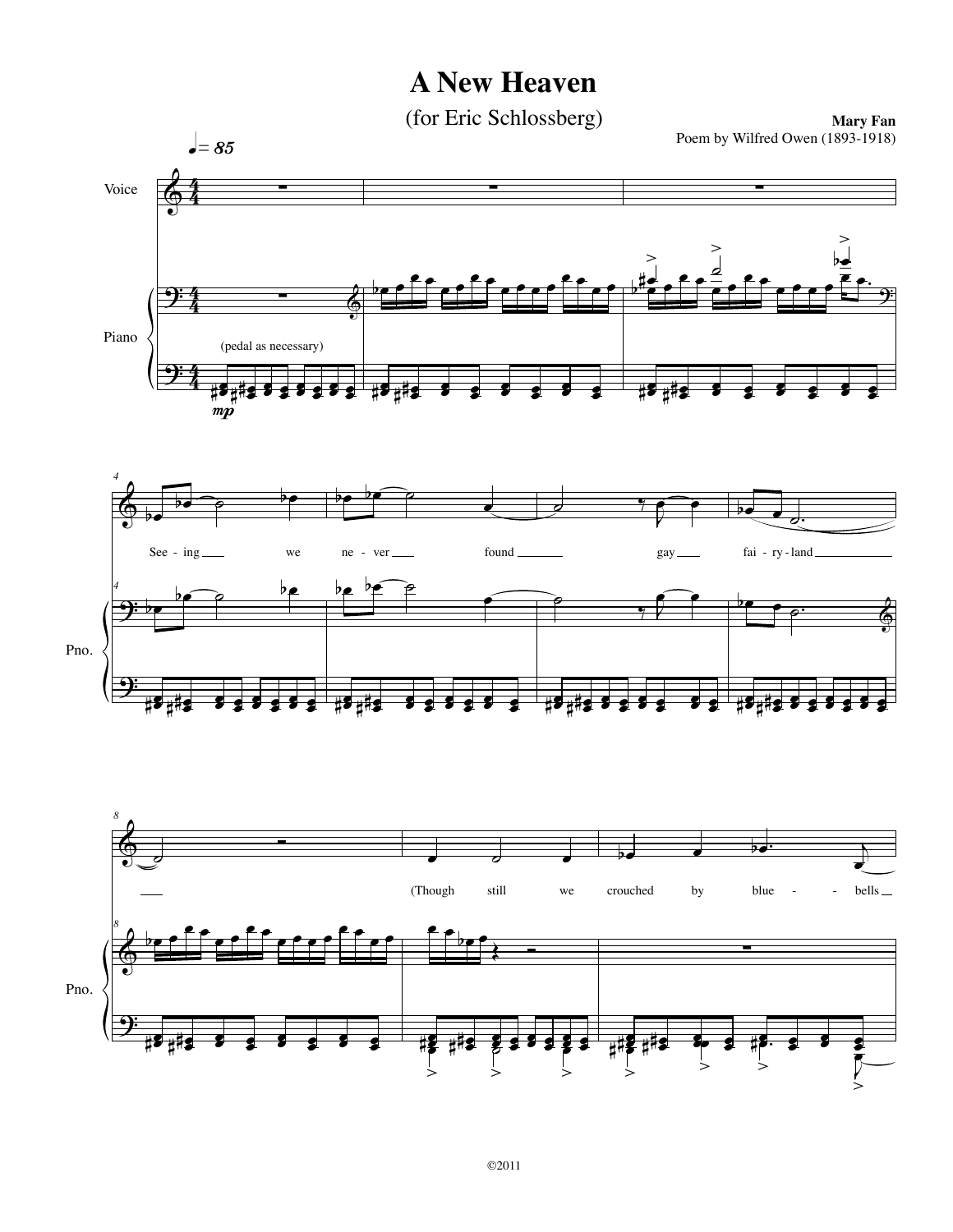# A New Heaven

(for Eric Schlossberg)

**Mary Fan**
Poem by Wilfred Owen (1893-1918)

♩= 85

Voice

Piano

(pedal as necessary)

*mp*

Seeing we never found gay fairyland

(Though still we crouched by bluebells

©2011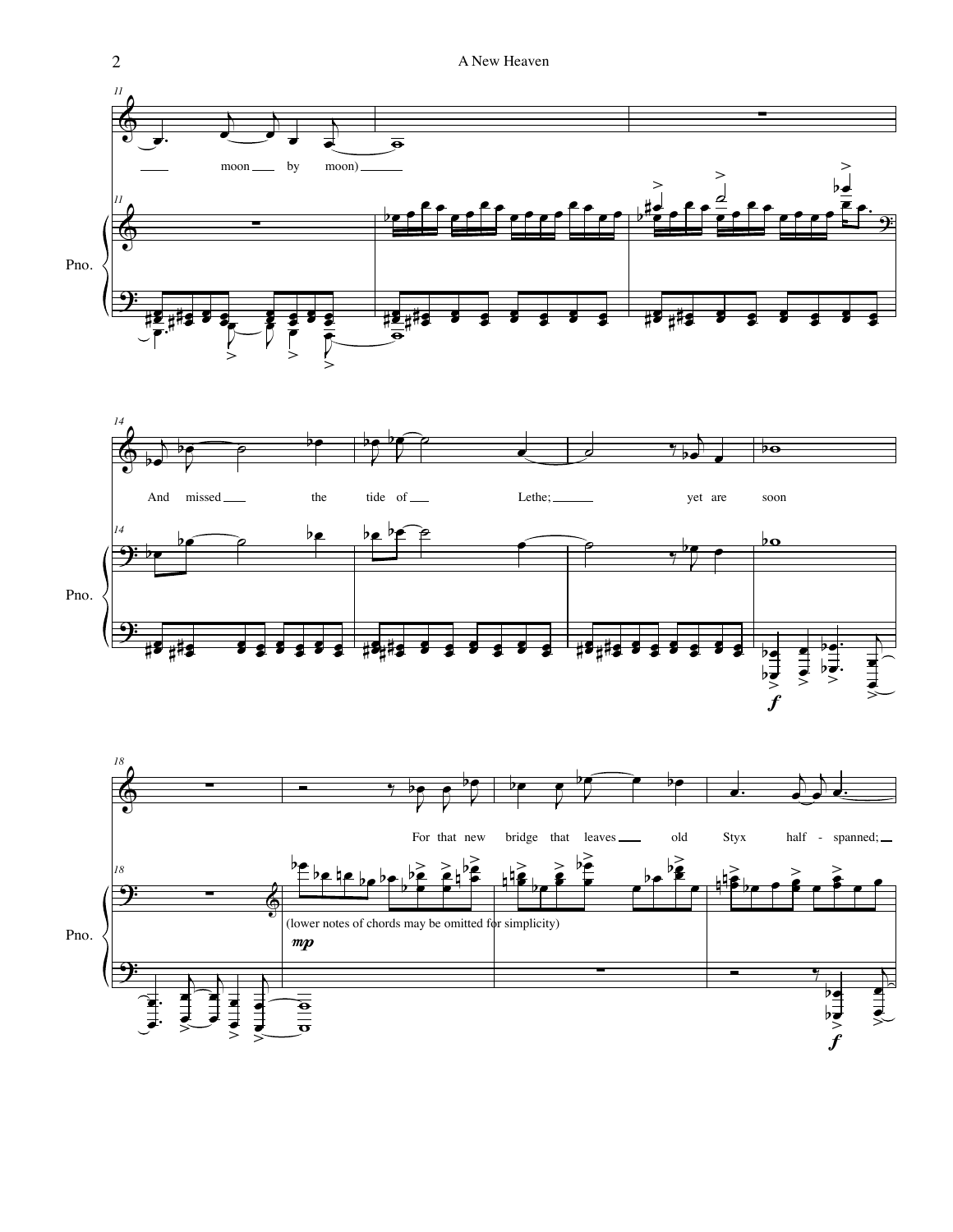moon by moon)

And missed the tide of Lethe; yet are soon

For that new bridge that leaves old Styx half - spanned;

(lower notes of chords may be omitted for simplicity)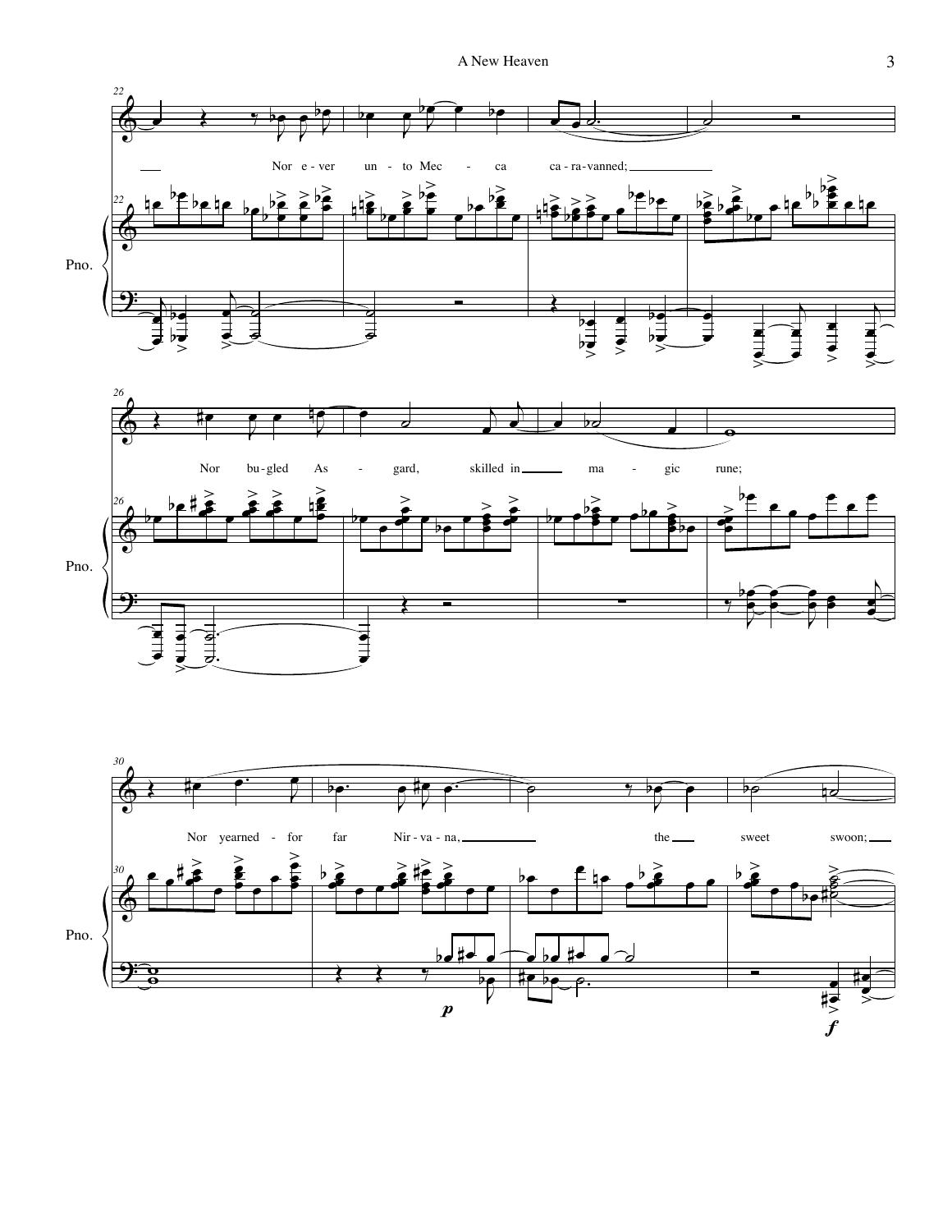Nor e-ver un-to Mec-ca ca-ra-vanned;

Nor bu-gled As-gard, skilled in ma-gic rune;

Nor yearned-for far Nir-va-na, the sweet swoon;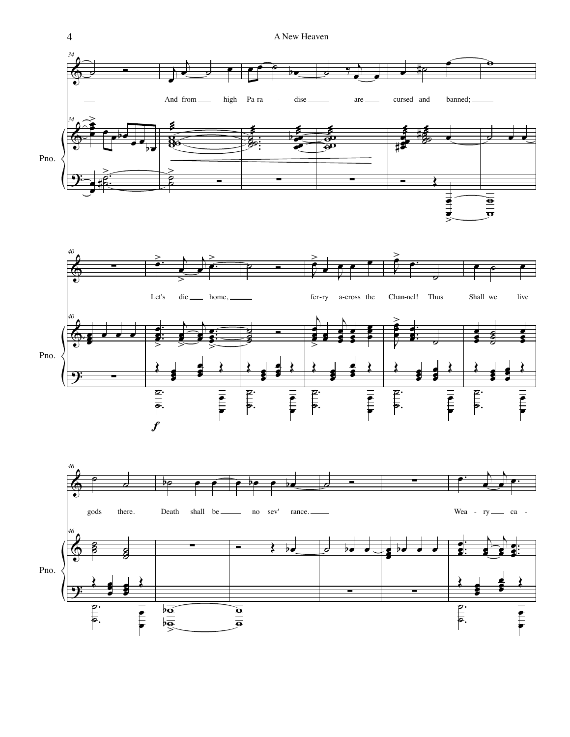And from high Pa-ra - dise are cursed and banned;

Pno.

Let's die home, fer-ry a-cross the Chan-nel! Thus Shall we live

*f*

gods there. Death shall be no sev' rance. Wea - ry ca -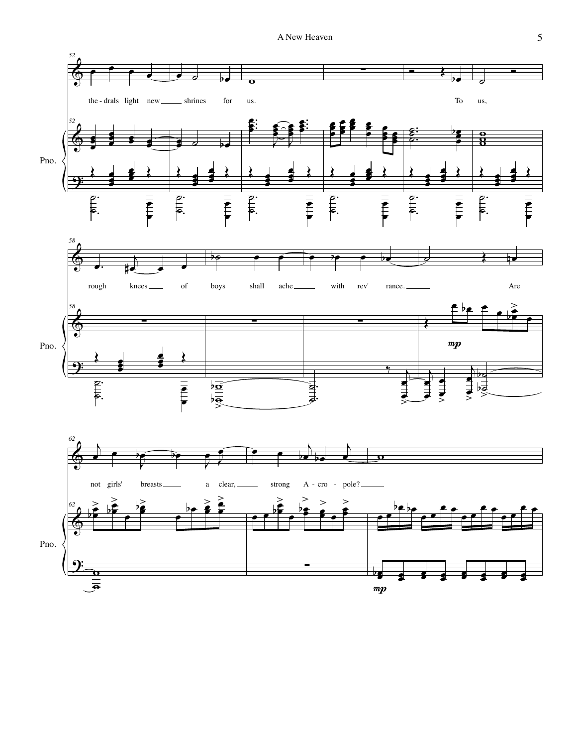the - drals light new shrines for us. To us,

rough knees of boys shall ache with rev' rance. Are

not girls' breasts a clear, strong A - cro - pole?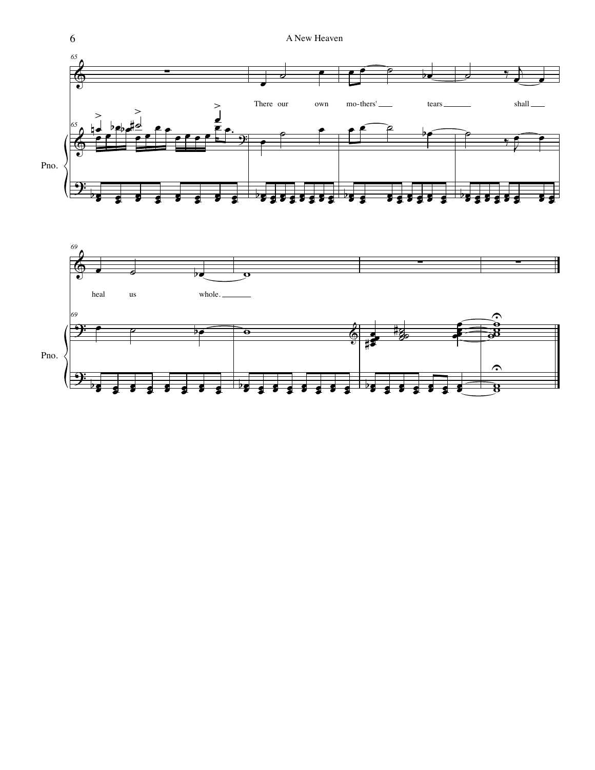65

There our own mo-thers' tears shall heal us whole.

Pno.

69

Pno.